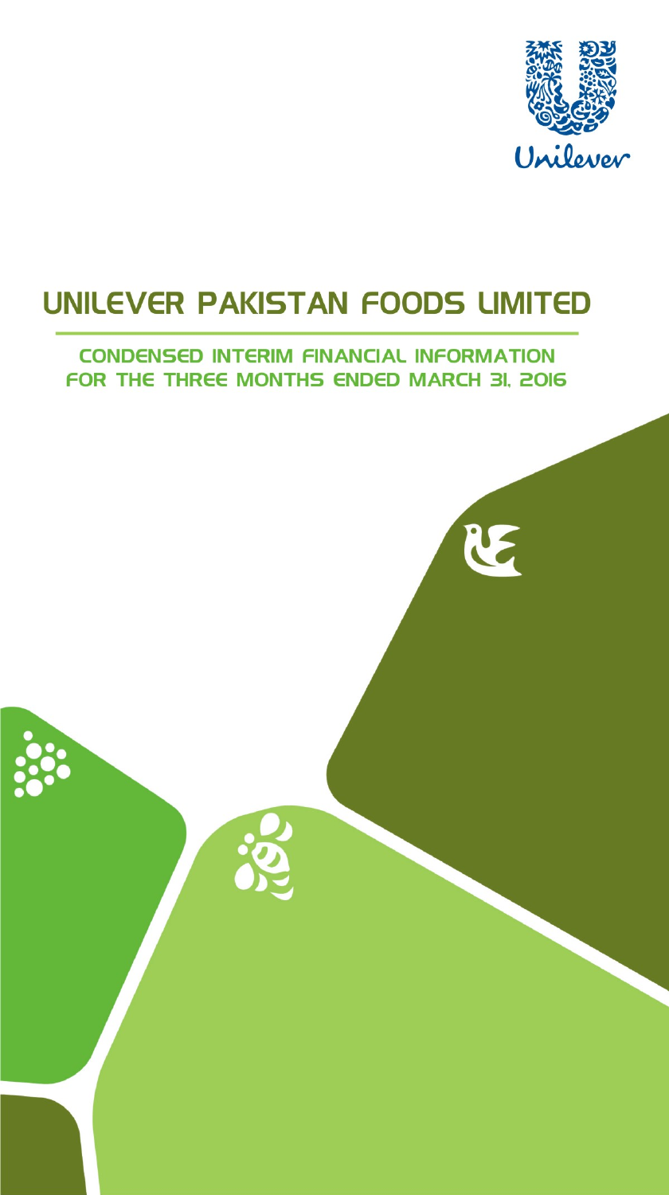Unilever

# UNILEVER PAKISTAN FOODS LIMITED

## CONDENSED INTERIM FINANCIAL INFORMATION FOR THE THREE MONTHS ENDED MARCH 31, 2016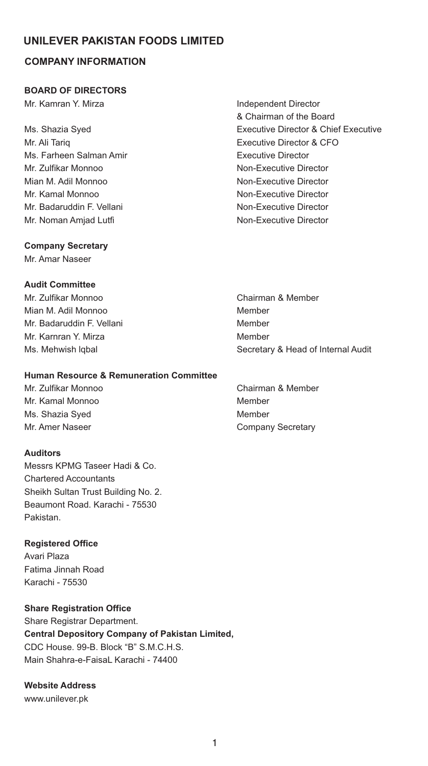# UNILEVER PAKISTAN FOODS LIMITED

## COMPANY INFORMATION

### BOARD OF DIRECTORS

| | |
|---|---|
| Mr. Kamran Y. Mirza | Independent Director & Chairman of the Board |
| Ms. Shazia Syed | Executive Director & Chief Executive |
| Mr. Ali Tariq | Executive Director & CFO |
| Ms. Farheen Salman Amir | Executive Director |
| Mr. Zulfikar Monnoo | Non-Executive Director |
| Mian M. Adil Monnoo | Non-Executive Director |
| Mr. Kamal Monnoo | Non-Executive Director |
| Mr. Badaruddin F. Vellani | Non-Executive Director |
| Mr. Noman Amjad Lutfi | Non-Executive Director |

**Company Secretary**

Mr. Amar Naseer

**Audit Committee**

| | |
|---|---|
| Mr. Zulfikar Monnoo | Chairman & Member |
| Mian M. Adil Monnoo | Member |
| Mr. Badaruddin F. Vellani | Member |
| Mr. Karnran Y. Mirza | Member |
| Ms. Mehwish Iqbal | Secretary & Head of Internal Audit |

**Human Resource & Remuneration Committee**

| | |
|---|---|
| Mr. Zulfikar Monnoo | Chairman & Member |
| Mr. Kamal Monnoo | Member |
| Ms. Shazia Syed | Member |
| Mr. Amer Naseer | Company Secretary |

**Auditors**

Messrs KPMG Taseer Hadi & Co.
Chartered Accountants
Sheikh Sultan Trust Building No. 2.
Beaumont Road. Karachi - 75530
Pakistan.

**Registered Office**

Avari Plaza
Fatima Jinnah Road
Karachi - 75530

**Share Registration Office**

Share Registrar Department.
**Central Depository Company of Pakistan Limited,**
CDC House. 99-B. Block "B" S.M.C.H.S.
Main Shahra-e-FaisaL Karachi - 74400

**Website Address**

www.unilever.pk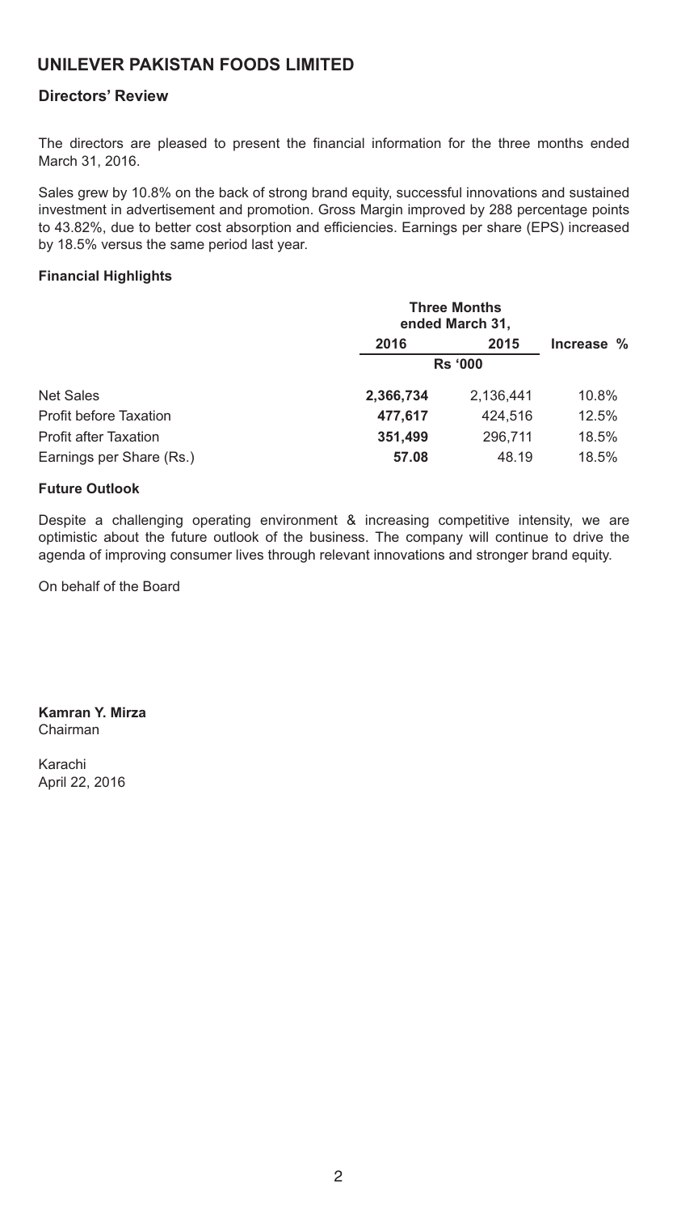# UNILEVER PAKISTAN FOODS LIMITED

## Directors' Review

The directors are pleased to present the financial information for the three months ended March 31, 2016.

Sales grew by 10.8% on the back of strong brand equity, successful innovations and sustained investment in advertisement and promotion. Gross Margin improved by 288 percentage points to 43.82%, due to better cost absorption and efficiencies. Earnings per share (EPS) increased by 18.5% versus the same period last year.

### Financial Highlights

| | Three Months ended March 31, | | |
|---|---|---|---|
| | **2016** | **2015** | **Increase %** |
| | Rs '000 | | |
| Net Sales | **2,366,734** | 2,136,441 | 10.8% |
| Profit before Taxation | **477,617** | 424,516 | 12.5% |
| Profit after Taxation | **351,499** | 296,711 | 18.5% |
| Earnings per Share (Rs.) | **57.08** | 48.19 | 18.5% |

### Future Outlook

Despite a challenging operating environment & increasing competitive intensity, we are optimistic about the future outlook of the business. The company will continue to drive the agenda of improving consumer lives through relevant innovations and stronger brand equity.

On behalf of the Board

**Kamran Y. Mirza**
Chairman

Karachi
April 22, 2016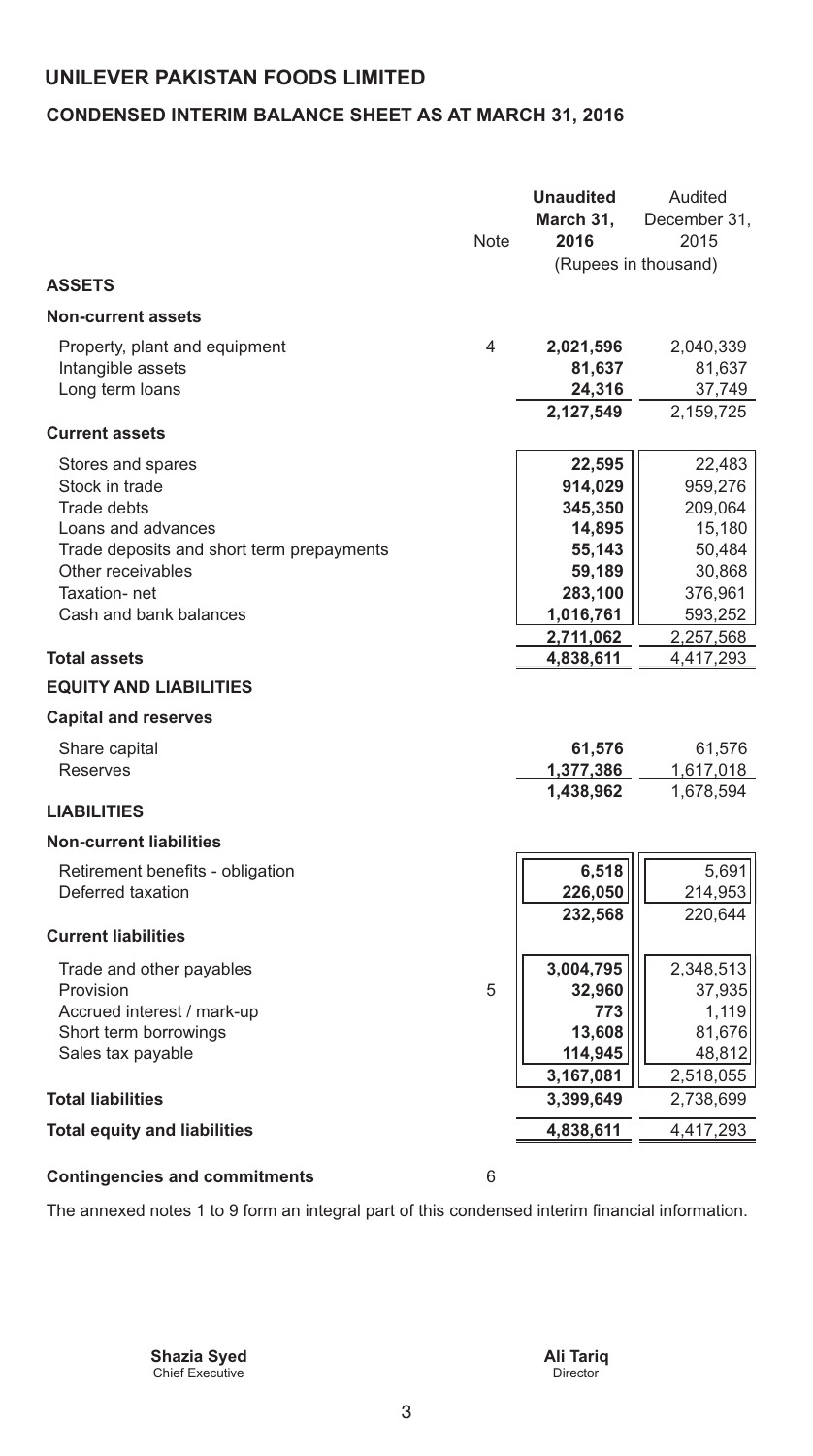# UNILEVER PAKISTAN FOODS LIMITED

## CONDENSED INTERIM BALANCE SHEET AS AT MARCH 31, 2016

| | Note | **Unaudited March 31, 2016** | Audited December 31, 2015 |
|---|---|---|---|
| | | (Rupees in thousand) | |
| **ASSETS** | | | |
| **Non-current assets** | | | |
| Property, plant and equipment | 4 | **2,021,596** | 2,040,339 |
| Intangible assets | | **81,637** | 81,637 |
| Long term loans | | **24,316** | 37,749 |
| | | **2,127,549** | 2,159,725 |
| **Current assets** | | | |
| Stores and spares | | **22,595** | 22,483 |
| Stock in trade | | **914,029** | 959,276 |
| Trade debts | | **345,350** | 209,064 |
| Loans and advances | | **14,895** | 15,180 |
| Trade deposits and short term prepayments | | **55,143** | 50,484 |
| Other receivables | | **59,189** | 30,868 |
| Taxation- net | | **283,100** | 376,961 |
| Cash and bank balances | | **1,016,761** | 593,252 |
| | | **2,711,062** | 2,257,568 |
| **Total assets** | | **4,838,611** | 4,417,293 |
| **EQUITY AND LIABILITIES** | | | |
| **Capital and reserves** | | | |
| Share capital | | **61,576** | 61,576 |
| Reserves | | **1,377,386** | 1,617,018 |
| | | **1,438,962** | 1,678,594 |
| **LIABILITIES** | | | |
| **Non-current liabilities** | | | |
| Retirement benefits - obligation | | **6,518** | 5,691 |
| Deferred taxation | | **226,050** | 214,953 |
| | | **232,568** | 220,644 |
| **Current liabilities** | | | |
| Trade and other payables | | **3,004,795** | 2,348,513 |
| Provision | 5 | **32,960** | 37,935 |
| Accrued interest / mark-up | | **773** | 1,119 |
| Short term borrowings | | **13,608** | 81,676 |
| Sales tax payable | | **114,945** | 48,812 |
| | | **3,167,081** | 2,518,055 |
| **Total liabilities** | | **3,399,649** | 2,738,699 |
| **Total equity and liabilities** | | **4,838,611** | 4,417,293 |

**Contingencies and commitments** 6

The annexed notes 1 to 9 form an integral part of this condensed interim financial information.

**Shazia Syed**
Chief Executive

**Ali Tariq**
Director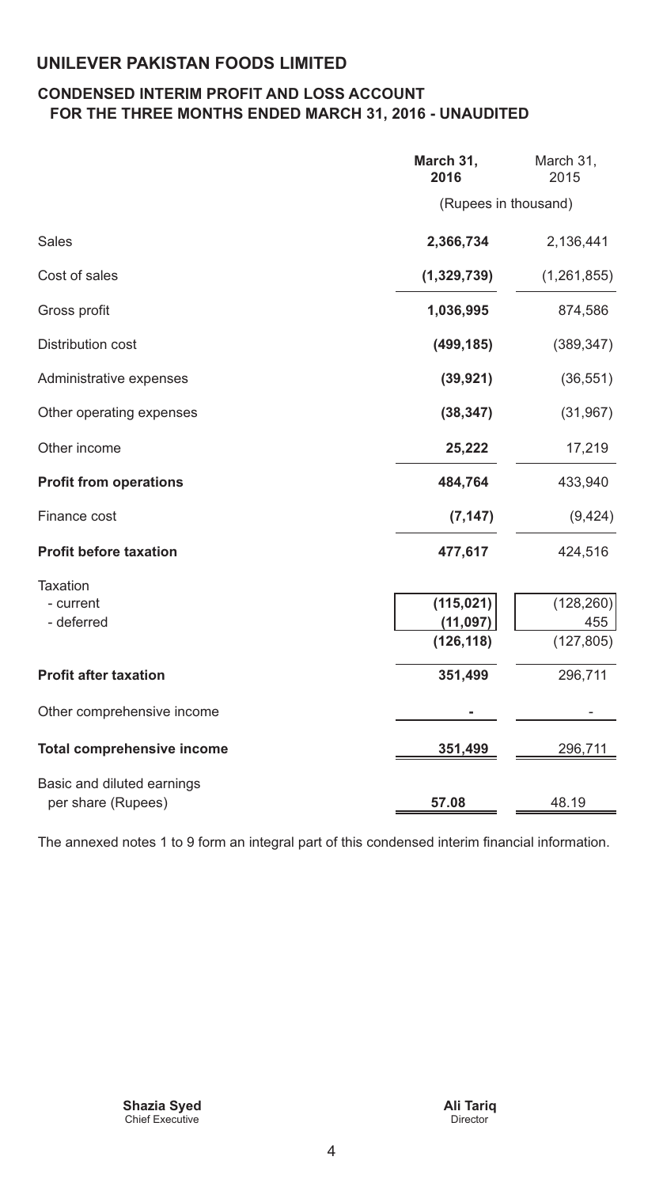# UNILEVER PAKISTAN FOODS LIMITED

## CONDENSED INTERIM PROFIT AND LOSS ACCOUNT FOR THE THREE MONTHS ENDED MARCH 31, 2016 - UNAUDITED

| | March 31, 2016 | March 31, 2015 |
|---|---|---|
| | (Rupees in thousand) | |
| Sales | **2,366,734** | 2,136,441 |
| Cost of sales | **(1,329,739)** | (1,261,855) |
| Gross profit | **1,036,995** | 874,586 |
| Distribution cost | **(499,185)** | (389,347) |
| Administrative expenses | **(39,921)** | (36,551) |
| Other operating expenses | **(38,347)** | (31,967) |
| Other income | **25,222** | 17,219 |
| **Profit from operations** | **484,764** | 433,940 |
| Finance cost | **(7,147)** | (9,424) |
| **Profit before taxation** | **477,617** | 424,516 |
| Taxation | | |
| - current | **(115,021)** | (128,260) |
| - deferred | **(11,097)** | 455 |
| | **(126,118)** | (127,805) |
| **Profit after taxation** | **351,499** | 296,711 |
| Other comprehensive income | **-** | - |
| **Total comprehensive income** | **351,499** | 296,711 |
| Basic and diluted earnings per share (Rupees) | **57.08** | 48.19 |

The annexed notes 1 to 9 form an integral part of this condensed interim financial information.

**Shazia Syed**
Chief Executive

**Ali Tariq**
Director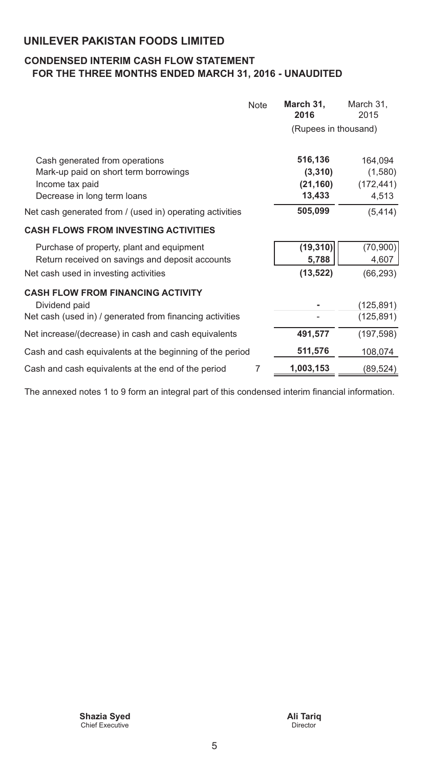# UNILEVER PAKISTAN FOODS LIMITED

## CONDENSED INTERIM CASH FLOW STATEMENT FOR THE THREE MONTHS ENDED MARCH 31, 2016 - UNAUDITED

| | Note | **March 31, 2016** | March 31, 2015 |
|---|---|---|---|
| | | (Rupees in thousand) | |
| Cash generated from operations | | **516,136** | 164,094 |
| Mark-up paid on short term borrowings | | **(3,310)** | (1,580) |
| Income tax paid | | **(21,160)** | (172,441) |
| Decrease in long term loans | | **13,433** | 4,513 |
| Net cash generated from / (used in) operating activities | | **505,099** | (5,414) |
| **CASH FLOWS FROM INVESTING ACTIVITIES** | | | |
| Purchase of property, plant and equipment | | **(19,310)** | (70,900) |
| Return received on savings and deposit accounts | | **5,788** | 4,607 |
| Net cash used in investing activities | | **(13,522)** | (66,293) |
| **CASH FLOW FROM FINANCING ACTIVITY** | | | |
| Dividend paid | | **-** | (125,891) |
| Net cash (used in) / generated from financing activities | | - | (125,891) |
| Net increase/(decrease) in cash and cash equivalents | | **491,577** | (197,598) |
| Cash and cash equivalents at the beginning of the period | | **511,576** | 108,074 |
| Cash and cash equivalents at the end of the period | 7 | **1,003,153** | (89,524) |

The annexed notes 1 to 9 form an integral part of this condensed interim financial information.

**Shazia Syed**
Chief Executive

**Ali Tariq**
Director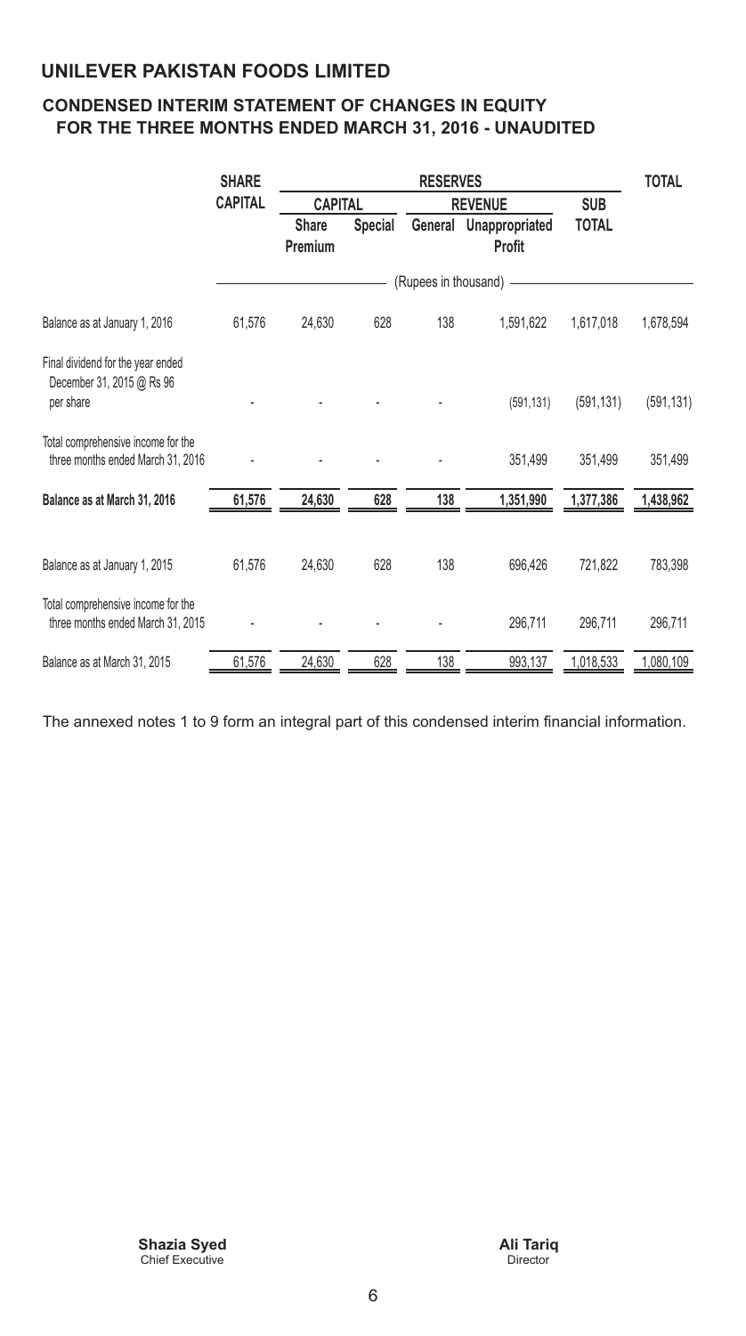# UNILEVER PAKISTAN FOODS LIMITED

## CONDENSED INTERIM STATEMENT OF CHANGES IN EQUITY FOR THE THREE MONTHS ENDED MARCH 31, 2016 - UNAUDITED

| | SHARE CAPITAL | RESERVES | | | | | TOTAL |
|---|---|---|---|---|---|---|---|
| | | CAPITAL | | REVENUE | | SUB TOTAL | |
| | | Share Premium | Special | General | Unappropriated Profit | | |
| | (Rupees in thousand) | | | | | | |
| Balance as at January 1, 2016 | 61,576 | 24,630 | 628 | 138 | 1,591,622 | 1,617,018 | 1,678,594 |
| Final dividend for the year ended December 31, 2015 @ Rs 96 per share | - | - | - | - | (591,131) | (591,131) | (591,131) |
| Total comprehensive income for the three months ended March 31, 2016 | - | - | - | - | 351,499 | 351,499 | 351,499 |
| **Balance as at March 31, 2016** | **61,576** | **24,630** | **628** | **138** | **1,351,990** | **1,377,386** | **1,438,962** |
| Balance as at January 1, 2015 | 61,576 | 24,630 | 628 | 138 | 696,426 | 721,822 | 783,398 |
| Total comprehensive income for the three months ended March 31, 2015 | - | - | - | - | 296,711 | 296,711 | 296,711 |
| Balance as at March 31, 2015 | 61,576 | 24,630 | 628 | 138 | 993,137 | 1,018,533 | 1,080,109 |

The annexed notes 1 to 9 form an integral part of this condensed interim financial information.

**Shazia Syed**
Chief Executive

**Ali Tariq**
Director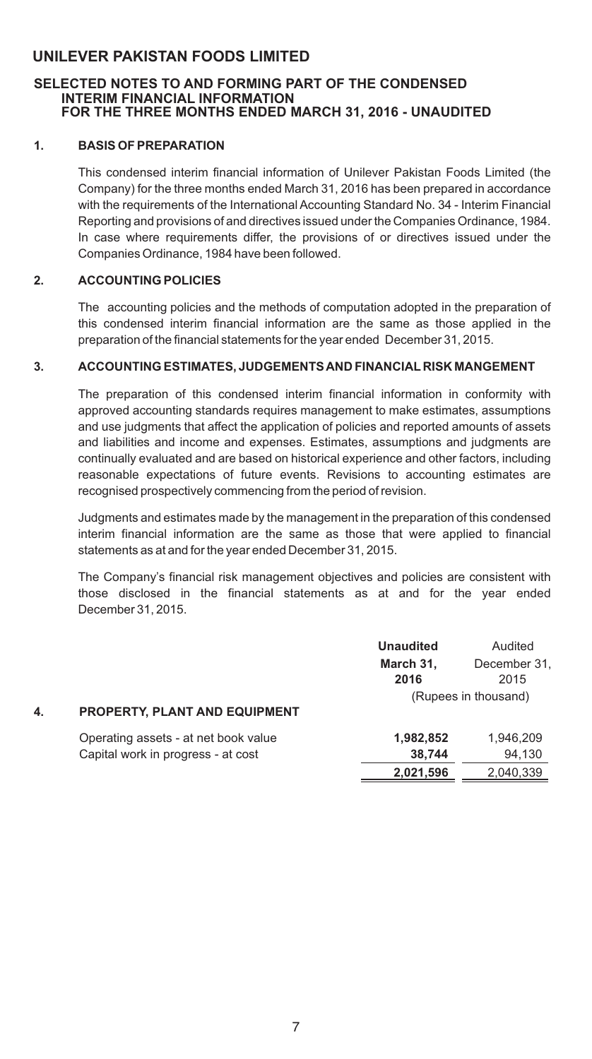# UNILEVER PAKISTAN FOODS LIMITED

## SELECTED NOTES TO AND FORMING PART OF THE CONDENSED INTERIM FINANCIAL INFORMATION FOR THE THREE MONTHS ENDED MARCH 31, 2016 - UNAUDITED

### 1. BASIS OF PREPARATION

This condensed interim financial information of Unilever Pakistan Foods Limited (the Company) for the three months ended March 31, 2016 has been prepared in accordance with the requirements of the International Accounting Standard No. 34 - Interim Financial Reporting and provisions of and directives issued under the Companies Ordinance, 1984. In case where requirements differ, the provisions of or directives issued under the Companies Ordinance, 1984 have been followed.

### 2. ACCOUNTING POLICIES

The accounting policies and the methods of computation adopted in the preparation of this condensed interim financial information are the same as those applied in the preparation of the financial statements for the year ended December 31, 2015.

### 3. ACCOUNTING ESTIMATES, JUDGEMENTS AND FINANCIAL RISK MANGEMENT

The preparation of this condensed interim financial information in conformity with approved accounting standards requires management to make estimates, assumptions and use judgments that affect the application of policies and reported amounts of assets and liabilities and income and expenses. Estimates, assumptions and judgments are continually evaluated and are based on historical experience and other factors, including reasonable expectations of future events. Revisions to accounting estimates are recognised prospectively commencing from the period of revision.

Judgments and estimates made by the management in the preparation of this condensed interim financial information are the same as those that were applied to financial statements as at and for the year ended December 31, 2015.

The Company's financial risk management objectives and policies are consistent with those disclosed in the financial statements as at and for the year ended December 31, 2015.

### 4. PROPERTY, PLANT AND EQUIPMENT

| | **Unaudited** March 31, 2016 | Audited December 31, 2015 |
|---|---|---|
| | (Rupees in thousand) | |
| Operating assets - at net book value | **1,982,852** | 1,946,209 |
| Capital work in progress - at cost | **38,744** | 94,130 |
| | **2,021,596** | 2,040,339 |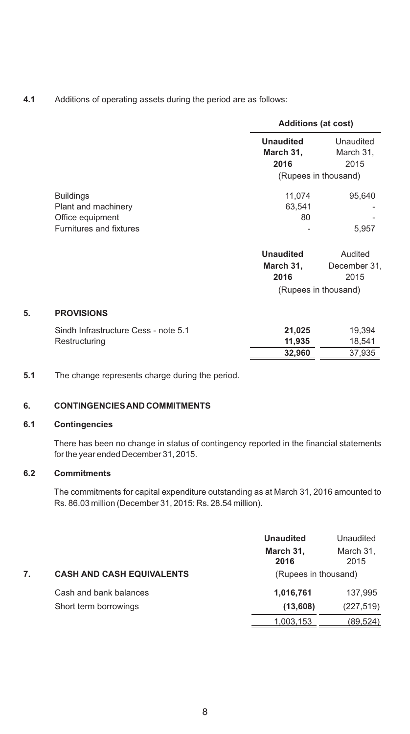**4.1** Additions of operating assets during the period are as follows:

| | Additions (at cost) | |
|---|---|---|
| | **Unaudited March 31, 2016** | Unaudited March 31, 2015 |
| | (Rupees in thousand) | |
| Buildings | 11,074 | 95,640 |
| Plant and machinery | 63,541 | - |
| Office equipment | 80 | - |
| Furnitures and fixtures | - | 5,957 |

| | **Unaudited March 31, 2016** | Audited December 31, 2015 |
|---|---|---|
| | (Rupees in thousand) | |

## 5. PROVISIONS

| | | |
|---|---|---|
| Sindh Infrastructure Cess - note 5.1 | **21,025** | 19,394 |
| Restructuring | **11,935** | 18,541 |
| | **32,960** | 37,935 |

**5.1** The change represents charge during the period.

## 6. CONTINGENCIES AND COMMITMENTS

### 6.1 Contingencies

There has been no change in status of contingency reported in the financial statements for the year ended December 31, 2015.

### 6.2 Commitments

The commitments for capital expenditure outstanding as at March 31, 2016 amounted to Rs. 86.03 million (December 31, 2015: Rs. 28.54 million).

## 7. CASH AND CASH EQUIVALENTS

| | **Unaudited March 31, 2016** | Unaudited March 31, 2015 |
|---|---|---|
| | (Rupees in thousand) | |
| Cash and bank balances | **1,016,761** | 137,995 |
| Short term borrowings | **(13,608)** | (227,519) |
| | 1,003,153 | (89,524) |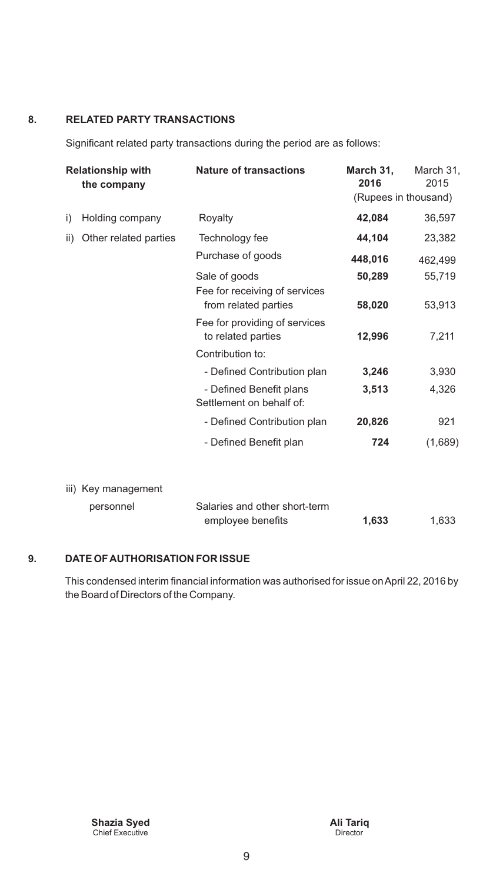## 8. RELATED PARTY TRANSACTIONS

Significant related party transactions during the period are as follows:

| Relationship with the company | Nature of transactions | March 31, 2016 | March 31, 2015 |
|---|---|---|---|
| | | (Rupees in thousand) | |
| i) Holding company | Royalty | **42,084** | 36,597 |
| ii) Other related parties | Technology fee | **44,104** | 23,382 |
| | Purchase of goods | **448,016** | 462,499 |
| | Sale of goods | **50,289** | 55,719 |
| | Fee for receiving of services from related parties | **58,020** | 53,913 |
| | Fee for providing of services to related parties | **12,996** | 7,211 |
| | Contribution to: | | |
| | - Defined Contribution plan | **3,246** | 3,930 |
| | - Defined Benefit plans | **3,513** | 4,326 |
| | Settlement on behalf of: | | |
| | - Defined Contribution plan | **20,826** | 921 |
| | - Defined Benefit plan | **724** | (1,689) |
| iii) Key management personnel | Salaries and other short-term employee benefits | **1,633** | 1,633 |

## 9. DATE OF AUTHORISATION FOR ISSUE

This condensed interim financial information was authorised for issue on April 22, 2016 by the Board of Directors of the Company.

**Shazia Syed**
Chief Executive

**Ali Tariq**
Director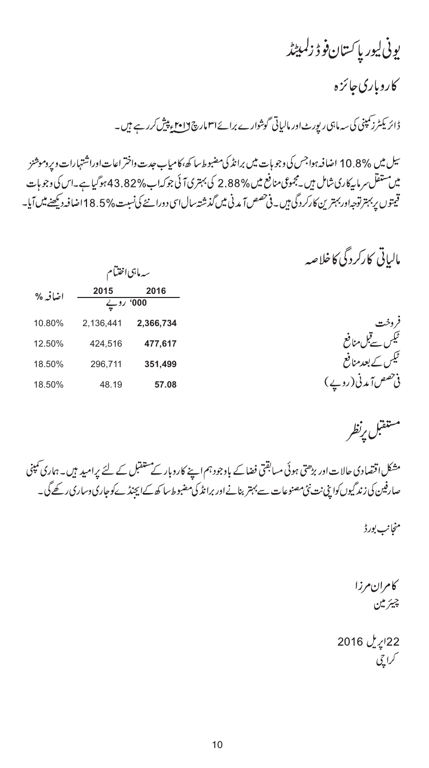# یونی لیور پاکستان فوڈز لمیٹڈ

## کاروباری جائزہ

ڈائریکٹرز کمپنی کی سہ ماہی رپورٹ اور مالیاتی گوشوارے برائے ۳۱ مارچ ۲۰۱۶ء پیش کررہے ہیں۔

سیل میں 10.8% اضافہ ہوا جس کی وجوہات میں برانڈ کی مضبوط ساکھ، کامیاب جدت واختراعات اور اشتہارات و پروموشنز میں مستقل سرمایہ کاری شامل ہیں۔ مجموعی منافع میں 2.88% کی بہتری آئی جو کہ اب 43.82% ہوگیا ہے۔ اس کی وجوہات قیمتوں پر بہتر توجہ اور بہترین کارکردگی ہیں۔ فی حصص آمدنی میں گذشتہ سال اسی دورانئے کی نسبت 18.5% اضافہ دیکھنے میں آیا۔

## مالیاتی کارکردگی کا خلاصہ

| | سہ ماہی اختتام | | |
|---|---|---|---|
| | **2016** | 2015 | اضافہ % |
| | '000 روپے | | |
| فروخت | **2,366,734** | 2,136,441 | 10.80% |
| ٹیکس سے قبل منافع | **477,617** | 424,516 | 12.50% |
| ٹیکس کے بعد منافع | **351,499** | 296,711 | 18.50% |
| فی حصص آمدنی (روپے) | **57.08** | 48.19 | 18.50% |

## مستقبل پر نظر

مشکل اقتصادی حالات اور بڑھتی ہوئی مسابقتی فضا کے باوجود ہم اپنے کاروبار کے مستقبل کے لئے پر امید ہیں۔ ہماری کمپنی صارفین کی زندگیوں کو اپنی نت نئی مصنوعات سے بہتر بنانے اور برانڈ کی مضبوط ساکھ کے ایجنڈے کو جاری وساری رکھے گی۔

منجانب بورڈ

کامران مرزا
چیئرمین

22 اپریل 2016
کراچی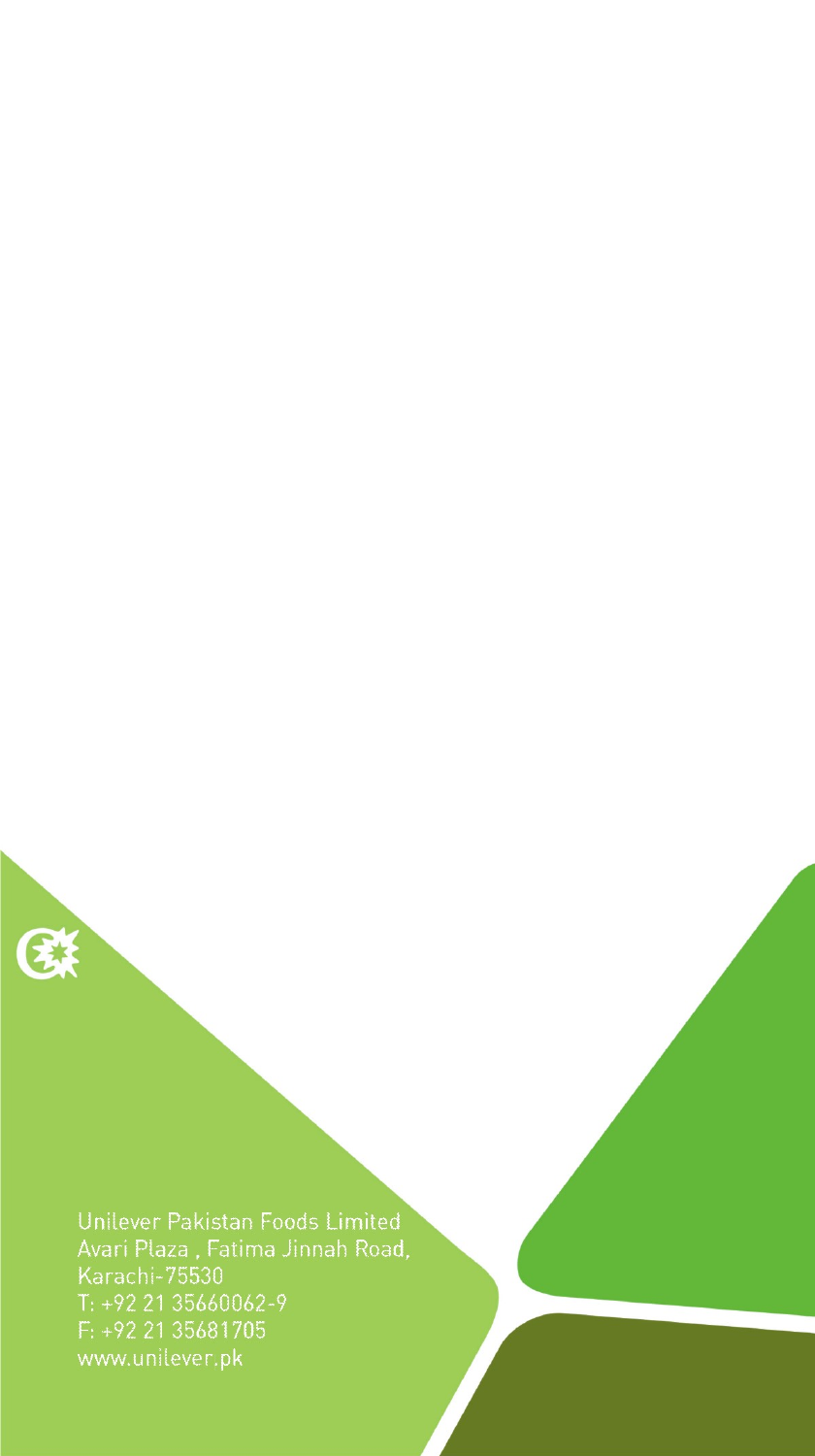Unilever Pakistan Foods Limited
Avari Plaza , Fatima Jinnah Road,
Karachi-75530
T: +92 21 35660062-9
F: +92 21 35681705
www.unilever.pk